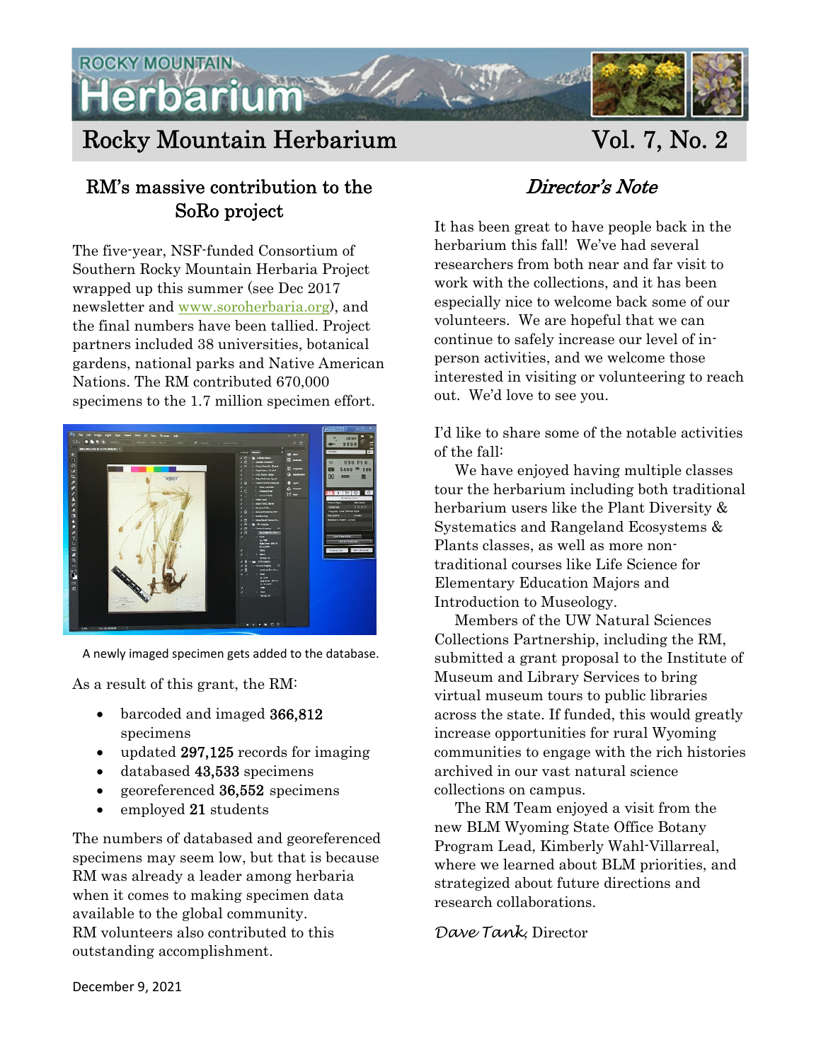# Rocky Mountain Herbarium Vol. 7, No. 2

## RM's massive contribution to the SoRo project

The five-year, NSF-funded Consortium of Southern Rocky Mountain Herbaria Project wrapped up this summer (see Dec 2017 newsletter and www.soroherbaria.org), and the final numbers have been tallied. Project partners included 38 universities, botanical gardens, national parks and Native American Nations. The RM contributed 670,000 specimens to the 1.7 million specimen effort.

A newly imaged specimen gets added to the database.

As a result of this grant, the RM:

- barcoded and imaged 366,812 specimens
- updated 297,125 records for imaging
- databased 43,533 specimens
- georeferenced 36,552 specimens
- employed 21 students

The numbers of databased and georeferenced specimens may seem low, but that is because RM was already a leader among herbaria when it comes to making specimen data available to the global community. RM volunteers also contributed to this outstanding accomplishment.

## *Director's Note*

It has been great to have people back in the herbarium this fall! We've had several researchers from both near and far visit to work with the collections, and it has been especially nice to welcome back some of our volunteers. We are hopeful that we can continue to safely increase our level of in-person activities, and we welcome those interested in visiting or volunteering to reach out. We'd love to see you.

I'd like to share some of the notable activities of the fall:

We have enjoyed having multiple classes tour the herbarium including both traditional herbarium users like the Plant Diversity & Systematics and Rangeland Ecosystems & Plants classes, as well as more non-traditional courses like Life Science for Elementary Education Majors and Introduction to Museology.

Members of the UW Natural Sciences Collections Partnership, including the RM, submitted a grant proposal to the Institute of Museum and Library Services to bring virtual museum tours to public libraries across the state. If funded, this would greatly increase opportunities for rural Wyoming communities to engage with the rich histories archived in our vast natural science collections on campus.

The RM Team enjoyed a visit from the new BLM Wyoming State Office Botany Program Lead, Kimberly Wahl-Villarreal, where we learned about BLM priorities, and strategized about future directions and research collaborations.

*Dave Tank*, Director

December 9, 2021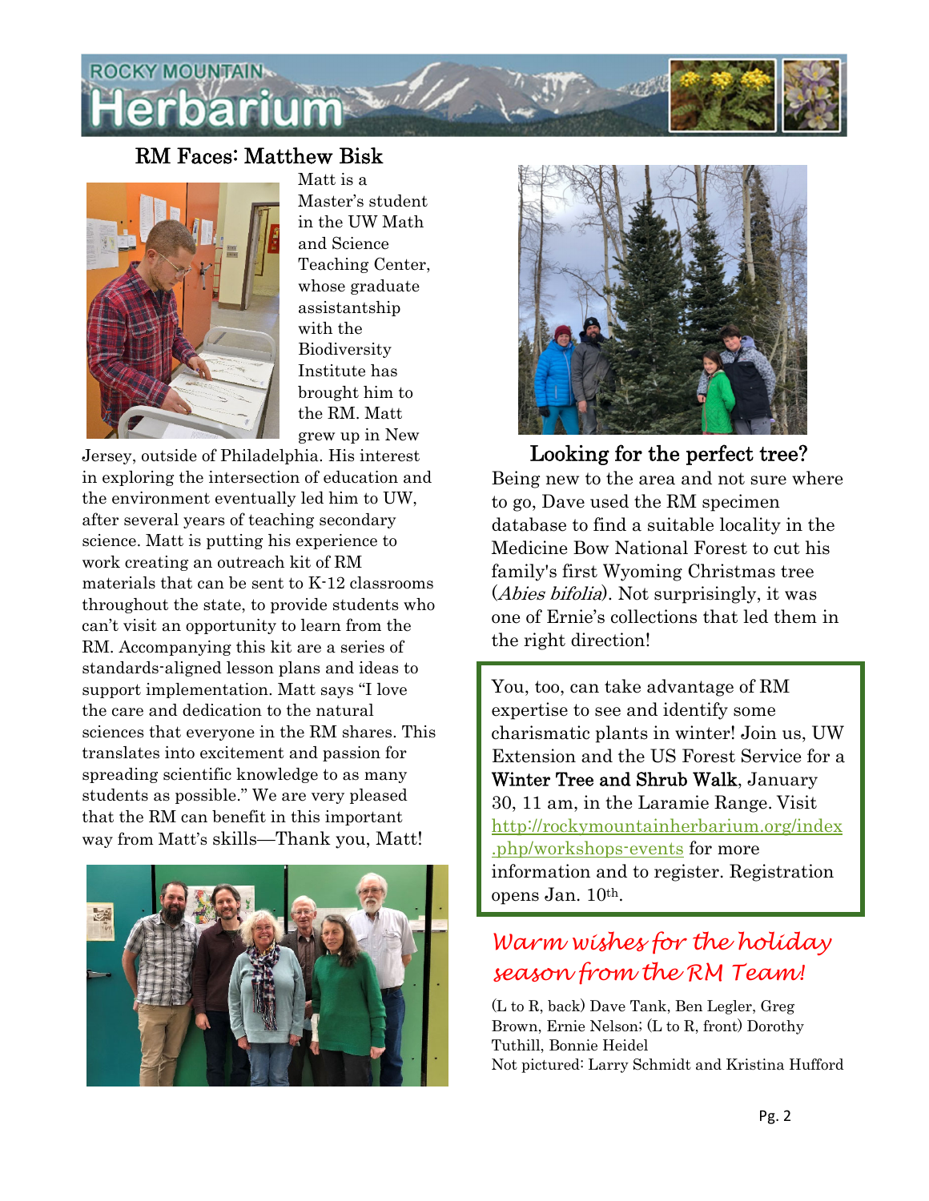## RM Faces: Matthew Bisk

Matt is a Master's student in the UW Math and Science Teaching Center, whose graduate assistantship with the Biodiversity Institute has brought him to the RM. Matt grew up in New Jersey, outside of Philadelphia. His interest in exploring the intersection of education and the environment eventually led him to UW, after several years of teaching secondary science. Matt is putting his experience to work creating an outreach kit of RM materials that can be sent to K-12 classrooms throughout the state, to provide students who can't visit an opportunity to learn from the RM. Accompanying this kit are a series of standards-aligned lesson plans and ideas to support implementation. Matt says "I love the care and dedication to the natural sciences that everyone in the RM shares. This translates into excitement and passion for spreading scientific knowledge to as many students as possible." We are very pleased that the RM can benefit in this important way from Matt's skills—Thank you, Matt!

## Looking for the perfect tree?

Being new to the area and not sure where to go, Dave used the RM specimen database to find a suitable locality in the Medicine Bow National Forest to cut his family's first Wyoming Christmas tree (*Abies bifolia*). Not surprisingly, it was one of Ernie's collections that led them in the right direction!

You, too, can take advantage of RM expertise to see and identify some charismatic plants in winter! Join us, UW Extension and the US Forest Service for a **Winter Tree and Shrub Walk**, January 30, 11 am, in the Laramie Range. Visit http://rockymountainherbarium.org/index.php/workshops-events for more information and to register. Registration opens Jan. 10th.

## *Warm wishes for the holiday season from the RM Team!*

(L to R, back) Dave Tank, Ben Legler, Greg Brown, Ernie Nelson; (L to R, front) Dorothy Tuthill, Bonnie Heidel
Not pictured: Larry Schmidt and Kristina Hufford